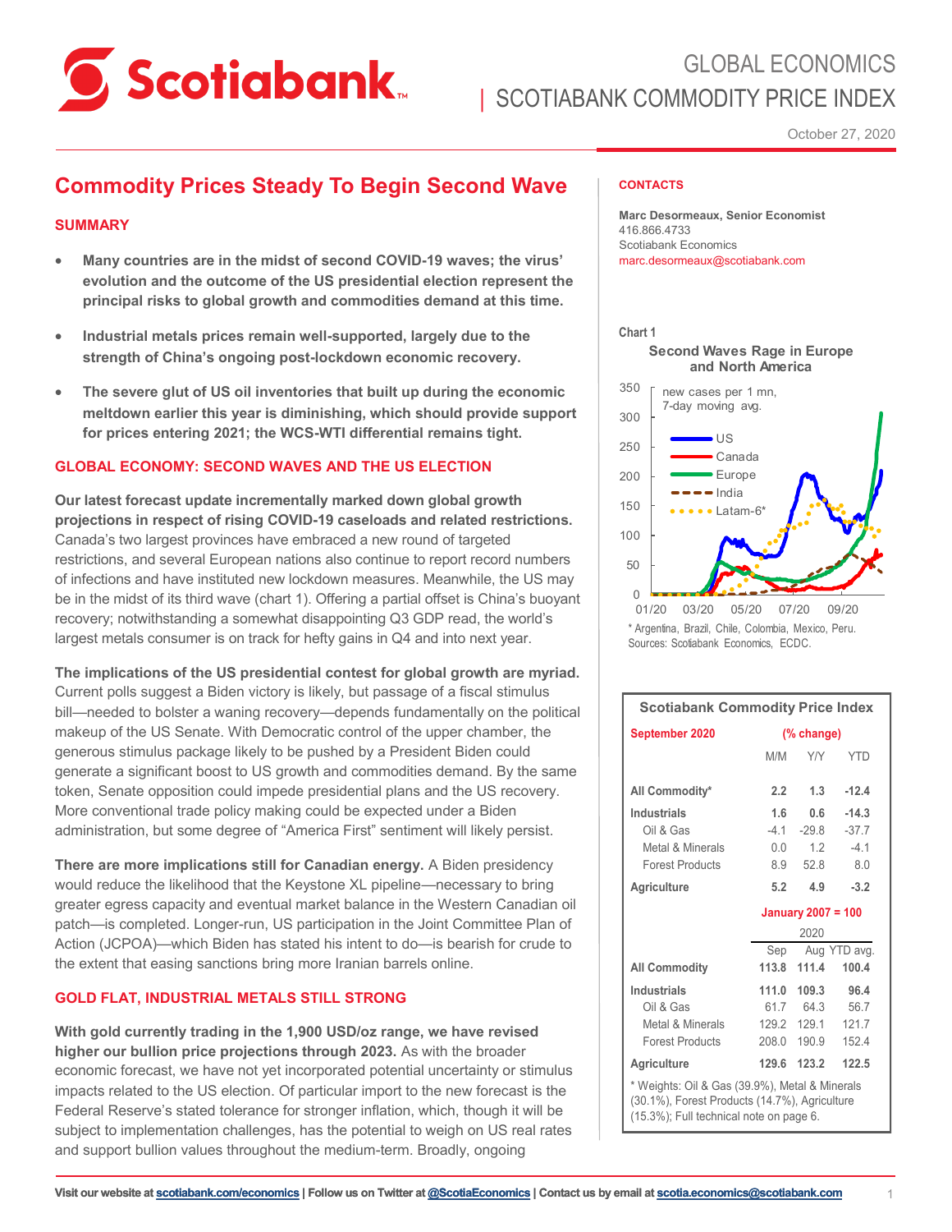# GLOBAL ECONOMICS
## SCOTIABANK COMMODITY PRICE INDEX

October 27, 2020

## Commodity Prices Steady To Begin Second Wave

### SUMMARY

- **Many countries are in the midst of second COVID-19 waves; the virus' evolution and the outcome of the US presidential election represent the principal risks to global growth and commodities demand at this time.**
- **Industrial metals prices remain well-supported, largely due to the strength of China's ongoing post-lockdown economic recovery.**
- **The severe glut of US oil inventories that built up during the economic meltdown earlier this year is diminishing, which should provide support for prices entering 2021; the WCS-WTI differential remains tight.**

### GLOBAL ECONOMY: SECOND WAVES AND THE US ELECTION

**Our latest forecast update incrementally marked down global growth projections in respect of rising COVID-19 caseloads and related restrictions.** Canada's two largest provinces have embraced a new round of targeted restrictions, and several European nations also continue to report record numbers of infections and have instituted new lockdown measures. Meanwhile, the US may be in the midst of its third wave (chart 1). Offering a partial offset is China's buoyant recovery; notwithstanding a somewhat disappointing Q3 GDP read, the world's largest metals consumer is on track for hefty gains in Q4 and into next year.

**The implications of the US presidential contest for global growth are myriad.** Current polls suggest a Biden victory is likely, but passage of a fiscal stimulus bill—needed to bolster a waning recovery—depends fundamentally on the political makeup of the US Senate. With Democratic control of the upper chamber, the generous stimulus package likely to be pushed by a President Biden could generate a significant boost to US growth and commodities demand. By the same token, Senate opposition could impede presidential plans and the US recovery. More conventional trade policy making could be expected under a Biden administration, but some degree of "America First" sentiment will likely persist.

**There are more implications still for Canadian energy.** A Biden presidency would reduce the likelihood that the Keystone XL pipeline—necessary to bring greater egress capacity and eventual market balance in the Western Canadian oil patch—is completed. Longer-run, US participation in the Joint Committee Plan of Action (JCPOA)—which Biden has stated his intent to do—is bearish for crude to the extent that easing sanctions bring more Iranian barrels online.

### GOLD FLAT, INDUSTRIAL METALS STILL STRONG

**With gold currently trading in the 1,900 USD/oz range, we have revised higher our bullion price projections through 2023.** As with the broader economic forecast, we have not yet incorporated potential uncertainty or stimulus impacts related to the US election. Of particular import to the new forecast is the Federal Reserve's stated tolerance for stronger inflation, which, though it will be subject to implementation challenges, has the potential to weigh on US real rates and support bullion values throughout the medium-term. Broadly, ongoing

**CONTACTS**

**Marc Desormeaux, Senior Economist**
416.866.4733
Scotiabank Economics
marc.desormeaux@scotiabank.com

Chart 1

**Second Waves Rage in Europe and North America**

new cases per 1 mn, 7-day moving avg. (US, Canada, Europe, India, Latam-6*)

\* Argentina, Brazil, Chile, Colombia, Mexico, Peru.
Sources: Scotiabank Economics, ECDC.

**Scotiabank Commodity Price Index**

| September 2020 | M/M (% change) | Y/Y | YTD |
|---|---|---|---|
| **All Commodity*** | **2.2** | **1.3** | **-12.4** |
| **Industrials** | **1.6** | **0.6** | **-14.3** |
| Oil & Gas | -4.1 | -29.8 | -37.7 |
| Metal & Minerals | 0.0 | 1.2 | -4.1 |
| Forest Products | 8.9 | 52.8 | 8.0 |
| **Agriculture** | **5.2** | **4.9** | **-3.2** |

| January 2007 = 100 | 2020 Sep | Aug | YTD avg. |
|---|---|---|---|
| **All Commodity** | **113.8** | **111.4** | **100.4** |
| **Industrials** | **111.0** | **109.3** | **96.4** |
| Oil & Gas | 61.7 | 64.3 | 56.7 |
| Metal & Minerals | 129.2 | 129.1 | 121.7 |
| Forest Products | 208.0 | 190.9 | 152.4 |
| **Agriculture** | **129.6** | **123.2** | **122.5** |

\* Weights: Oil & Gas (39.9%), Metal & Minerals (30.1%), Forest Products (14.7%), Agriculture (15.3%); Full technical note on page 6.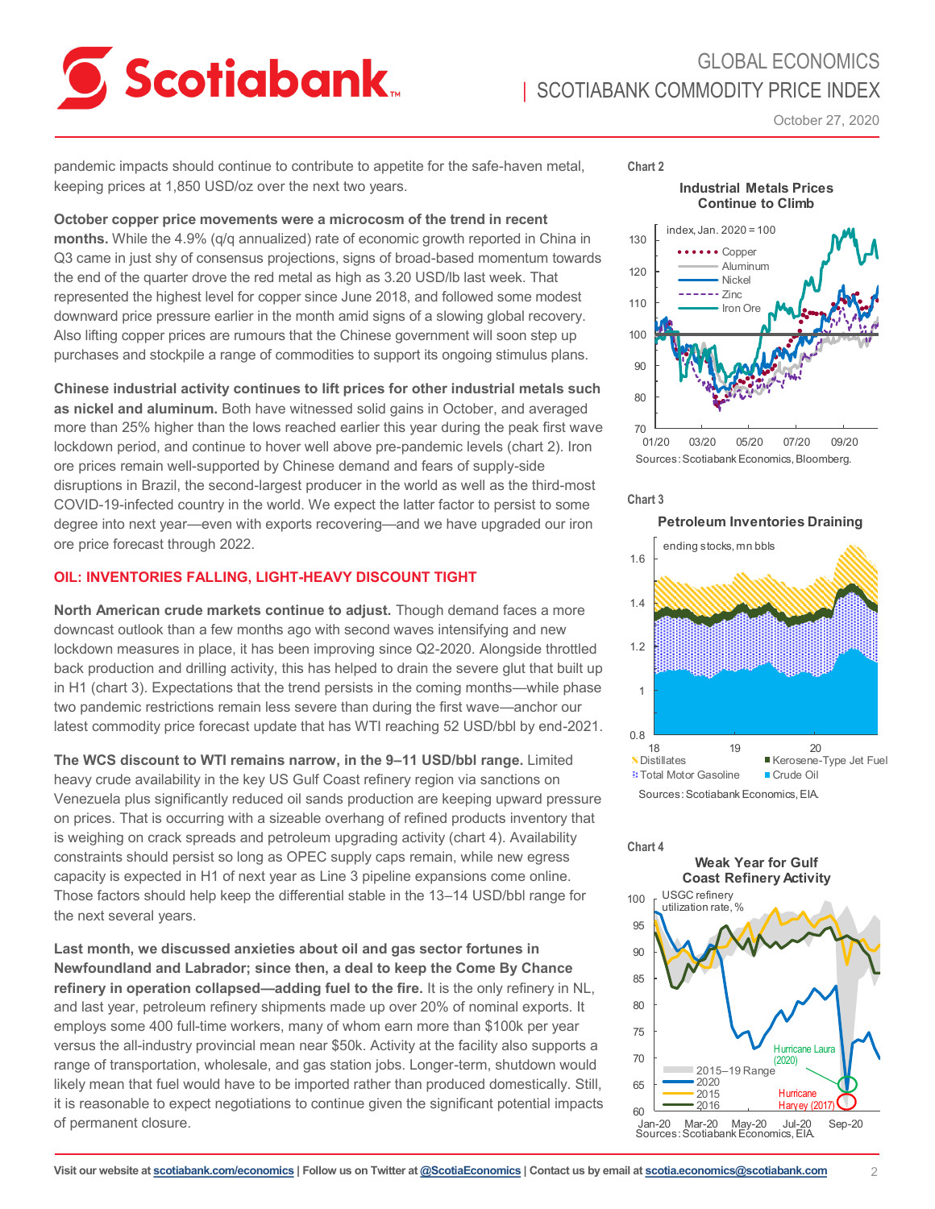pandemic impacts should continue to contribute to appetite for the safe-haven metal, keeping prices at 1,850 USD/oz over the next two years.

**October copper price movements were a microcosm of the trend in recent months.** While the 4.9% (q/q annualized) rate of economic growth reported in China in Q3 came in just shy of consensus projections, signs of broad-based momentum towards the end of the quarter drove the red metal as high as 3.20 USD/lb last week. That represented the highest level for copper since June 2018, and followed some modest downward price pressure earlier in the month amid signs of a slowing global recovery. Also lifting copper prices are rumours that the Chinese government will soon step up purchases and stockpile a range of commodities to support its ongoing stimulus plans.

**Chinese industrial activity continues to lift prices for other industrial metals such as nickel and aluminum.** Both have witnessed solid gains in October, and averaged more than 25% higher than the lows reached earlier this year during the peak first wave lockdown period, and continue to hover well above pre-pandemic levels (chart 2). Iron ore prices remain well-supported by Chinese demand and fears of supply-side disruptions in Brazil, the second-largest producer in the world as well as the third-most COVID-19-infected country in the world. We expect the latter factor to persist to some degree into next year—even with exports recovering—and we have upgraded our iron ore price forecast through 2022.

## OIL: INVENTORIES FALLING, LIGHT-HEAVY DISCOUNT TIGHT

**North American crude markets continue to adjust.** Though demand faces a more downcast outlook than a few months ago with second waves intensifying and new lockdown measures in place, it has been improving since Q2-2020. Alongside throttled back production and drilling activity, this has helped to drain the severe glut that built up in H1 (chart 3). Expectations that the trend persists in the coming months—while phase two pandemic restrictions remain less severe than during the first wave—anchor our latest commodity price forecast update that has WTI reaching 52 USD/bbl by end-2021.

**The WCS discount to WTI remains narrow, in the 9–11 USD/bbl range.** Limited heavy crude availability in the key US Gulf Coast refinery region via sanctions on Venezuela plus significantly reduced oil sands production are keeping upward pressure on prices. That is occurring with a sizeable overhang of refined products inventory that is weighing on crack spreads and petroleum upgrading activity (chart 4). Availability constraints should persist so long as OPEC supply caps remain, while new egress capacity is expected in H1 of next year as Line 3 pipeline expansions come online. Those factors should help keep the differential stable in the 13–14 USD/bbl range for the next several years.

**Last month, we discussed anxieties about oil and gas sector fortunes in Newfoundland and Labrador; since then, a deal to keep the Come By Chance refinery in operation collapsed—adding fuel to the fire.** It is the only refinery in NL, and last year, petroleum refinery shipments made up over 20% of nominal exports. It employs some 400 full-time workers, many of whom earn more than $100k per year versus the all-industry provincial mean near $50k. Activity at the facility also supports a range of transportation, wholesale, and gas station jobs. Longer-term, shutdown would likely mean that fuel would have to be imported rather than produced domestically. Still, it is reasonable to expect negotiations to continue given the significant potential impacts of permanent closure.

Chart 2

**Industrial Metals Prices Continue to Climb**

Sources: Scotiabank Economics, Bloomberg.

Chart 3

**Petroleum Inventories Draining**

Sources: Scotiabank Economics, EIA.

Chart 4

**Weak Year for Gulf Coast Refinery Activity**

Sources: Scotiabank Economics, EIA.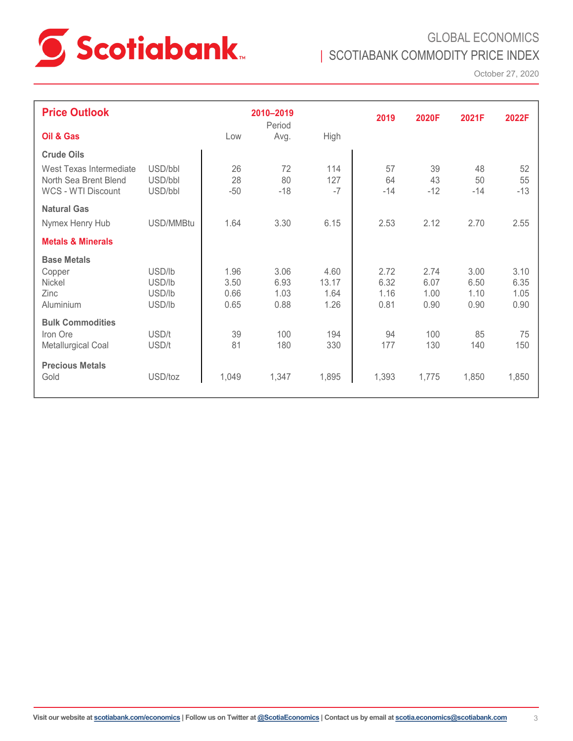## Price Outlook

| Oil & Gas | | 2010–2019 Low | 2010–2019 Period Avg. | 2010–2019 High | 2019 | 2020F | 2021F | 2022F |
|---|---|---|---|---|---|---|---|---|
| **Crude Oils** | | | | | | | | |
| West Texas Intermediate | USD/bbl | 26 | 72 | 114 | 57 | 39 | 48 | 52 |
| North Sea Brent Blend | USD/bbl | 28 | 80 | 127 | 64 | 43 | 50 | 55 |
| WCS - WTI Discount | USD/bbl | -50 | -18 | -7 | -14 | -12 | -14 | -13 |
| **Natural Gas** | | | | | | | | |
| Nymex Henry Hub | USD/MMBtu | 1.64 | 3.30 | 6.15 | 2.53 | 2.12 | 2.70 | 2.55 |
| **Metals & Minerals** | | | | | | | | |
| **Base Metals** | | | | | | | | |
| Copper | USD/lb | 1.96 | 3.06 | 4.60 | 2.72 | 2.74 | 3.00 | 3.10 |
| Nickel | USD/lb | 3.50 | 6.93 | 13.17 | 6.32 | 6.07 | 6.50 | 6.35 |
| Zinc | USD/lb | 0.66 | 1.03 | 1.64 | 1.16 | 1.00 | 1.10 | 1.05 |
| Aluminium | USD/lb | 0.65 | 0.88 | 1.26 | 0.81 | 0.90 | 0.90 | 0.90 |
| **Bulk Commodities** | | | | | | | | |
| Iron Ore | USD/t | 39 | 100 | 194 | 94 | 100 | 85 | 75 |
| Metallurgical Coal | USD/t | 81 | 180 | 330 | 177 | 130 | 140 | 150 |
| **Precious Metals** | | | | | | | | |
| Gold | USD/toz | 1,049 | 1,347 | 1,895 | 1,393 | 1,775 | 1,850 | 1,850 |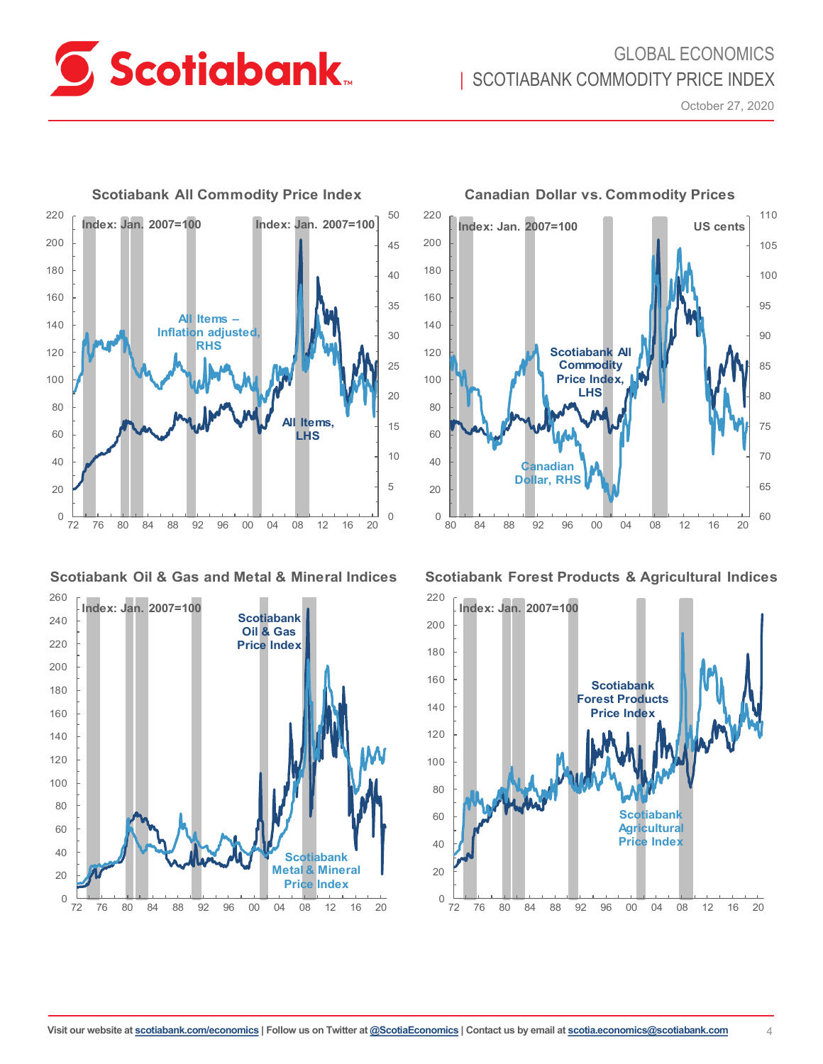### Scotiabank All Commodity Price Index

Index: Jan. 2007=100

Index: Jan. 2007=100

All Items – Inflation adjusted, RHS

All Items, LHS

### Canadian Dollar vs. Commodity Prices

Index: Jan. 2007=100

US cents

Scotiabank All Commodity Price Index, LHS

Canadian Dollar, RHS

### Scotiabank Oil & Gas and Metal & Mineral Indices

Index: Jan. 2007=100

Scotiabank Oil & Gas Price Index

Scotiabank Metal & Mineral Price Index

### Scotiabank Forest Products & Agricultural Indices

Index: Jan. 2007=100

Scotiabank Forest Products Price Index

Scotiabank Agricultural Price Index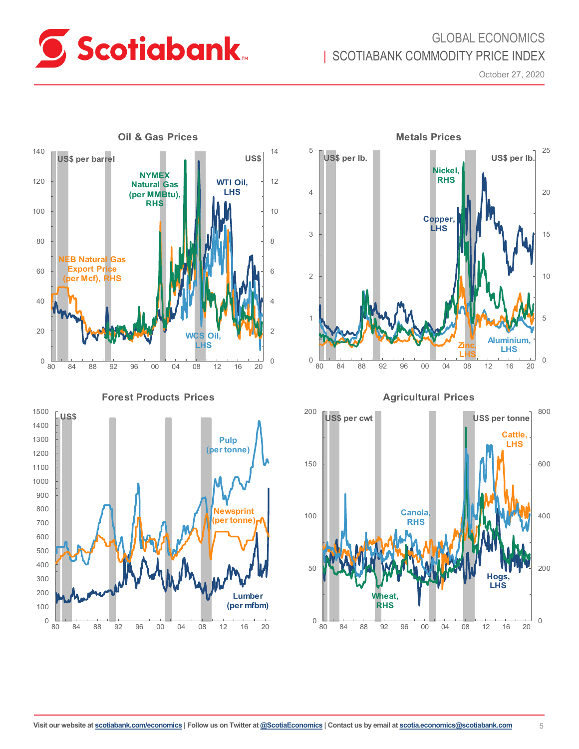## Oil & Gas Prices

US$ per barrel | US$

NYMEX Natural Gas (per MMBtu), RHS

WTI Oil, LHS

NEB Natural Gas Export Price (per Mcf), RHS

WCS Oil, LHS

## Metals Prices

US$ per lb. | US$ per lb.

Nickel, RHS

Copper, LHS

Zinc, LHS

Aluminium, LHS

## Forest Products Prices

US$

Pulp (per tonne)

Newsprint (per tonne)

Lumber (per mfbm)

## Agricultural Prices

US$ per cwt | US$ per tonne

Cattle, LHS

Canola, RHS

Hogs, LHS

Wheat, RHS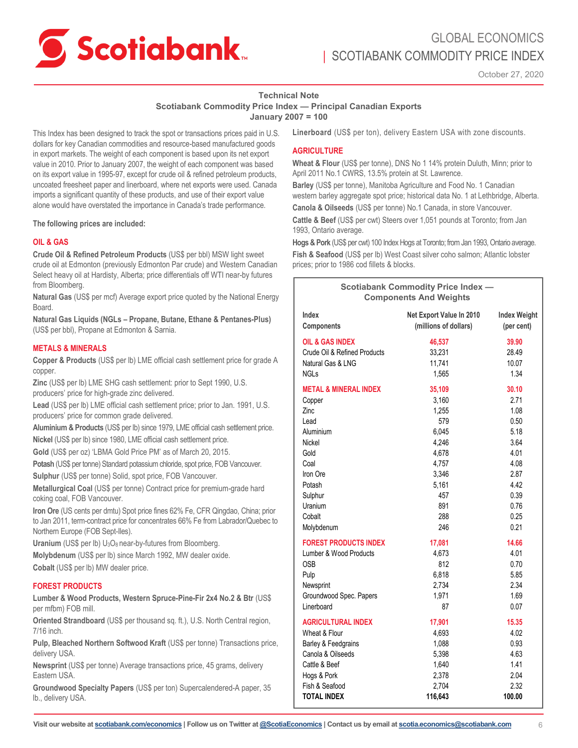## Technical Note

### Scotiabank Commodity Price Index — Principal Canadian Exports

### January 2007 = 100

This Index has been designed to track the spot or transactions prices paid in U.S. dollars for key Canadian commodities and resource-based manufactured goods in export markets. The weight of each component is based upon its net export value in 2010. Prior to January 2007, the weight of each component was based on its export value in 1995-97, except for crude oil & refined petroleum products, uncoated freesheet paper and linerboard, where net exports were used. Canada imports a significant quantity of these products, and use of their export value alone would have overstated the importance in Canada's trade performance.

**The following prices are included:**

#### OIL & GAS

**Crude Oil & Refined Petroleum Products** (US$ per bbl) MSW light sweet crude oil at Edmonton (previously Edmonton Par crude) and Western Canadian Select heavy oil at Hardisty, Alberta; price differentials off WTI near-by futures from Bloomberg.

**Natural Gas** (US$ per mcf) Average export price quoted by the National Energy Board.

**Natural Gas Liquids (NGLs – Propane, Butane, Ethane & Pentanes-Plus)** (US$ per bbl), Propane at Edmonton & Sarnia.

#### METALS & MINERALS

**Copper & Products** (US$ per lb) LME official cash settlement price for grade A copper.

**Zinc** (US$ per lb) LME SHG cash settlement: prior to Sept 1990, U.S. producers' price for high-grade zinc delivered.

**Lead** (US$ per lb) LME official cash settlement price; prior to Jan. 1991, U.S. producers' price for common grade delivered.

**Aluminium & Products** (US$ per lb) since 1979, LME official cash settlement price.

**Nickel** (US$ per lb) since 1980, LME official cash settlement price.

**Gold** (US$ per oz) 'LBMA Gold Price PM' as of March 20, 2015.

**Potash** (US$ per tonne) Standard potassium chloride, spot price, FOB Vancouver.

**Sulphur** (US$ per tonne) Solid, spot price, FOB Vancouver.

**Metallurgical Coal** (US$ per tonne) Contract price for premium-grade hard coking coal, FOB Vancouver.

**Iron Ore** (US cents per dmtu) Spot price fines 62% Fe, CFR Qingdao, China; prior to Jan 2011, term-contract price for concentrates 66% Fe from Labrador/Quebec to Northern Europe (FOB Sept-Iles).

**Uranium** (US$ per lb) $U_3O_8$ near-by-futures from Bloomberg.

**Molybdenum** (US$ per lb) since March 1992, MW dealer oxide.

**Cobalt** (US$ per lb) MW dealer price.

#### FOREST PRODUCTS

**Lumber & Wood Products, Western Spruce-Pine-Fir 2x4 No.2 & Btr** (US$ per mfbm) FOB mill.

**Oriented Strandboard** (US$ per thousand sq. ft.), U.S. North Central region, 7/16 inch.

**Pulp, Bleached Northern Softwood Kraft** (US$ per tonne) Transactions price, delivery USA.

**Newsprint** (US$ per tonne) Average transactions price, 45 grams, delivery Eastern USA.

**Groundwood Specialty Papers** (US$ per ton) Supercalendered-A paper, 35 lb., delivery USA.

**Linerboard** (US$ per ton), delivery Eastern USA with zone discounts.

#### AGRICULTURE

**Wheat & Flour** (US$ per tonne), DNS No 1 14% protein Duluth, Minn; prior to April 2011 No.1 CWRS, 13.5% protein at St. Lawrence.

**Barley** (US$ per tonne), Manitoba Agriculture and Food No. 1 Canadian western barley aggregate spot price; historical data No. 1 at Lethbridge, Alberta.

**Canola & Oilseeds** (US$ per tonne) No.1 Canada, in store Vancouver.

**Cattle & Beef** (US$ per cwt) Steers over 1,051 pounds at Toronto; from Jan 1993, Ontario average.

**Hogs & Pork** (US$ per cwt) 100 Index Hogs at Toronto; from Jan 1993, Ontario average.

**Fish & Seafood** (US$ per lb) West Coast silver coho salmon; Atlantic lobster prices; prior to 1986 cod fillets & blocks.

### Scotiabank Commodity Price Index — Components And Weights

| Index Components | Net Export Value In 2010 (millions of dollars) | Index Weight (per cent) |
|---|---|---|
| **OIL & GAS INDEX** | **46,537** | **39.90** |
| Crude Oil & Refined Products | 33,231 | 28.49 |
| Natural Gas & LNG | 11,741 | 10.07 |
| NGLs | 1,565 | 1.34 |
| **METAL & MINERAL INDEX** | **35,109** | **30.10** |
| Copper | 3,160 | 2.71 |
| Zinc | 1,255 | 1.08 |
| Lead | 579 | 0.50 |
| Aluminium | 6,045 | 5.18 |
| Nickel | 4,246 | 3.64 |
| Gold | 4,678 | 4.01 |
| Coal | 4,757 | 4.08 |
| Iron Ore | 3,346 | 2.87 |
| Potash | 5,161 | 4.42 |
| Sulphur | 457 | 0.39 |
| Uranium | 891 | 0.76 |
| Cobalt | 288 | 0.25 |
| Molybdenum | 246 | 0.21 |
| **FOREST PRODUCTS INDEX** | **17,081** | **14.66** |
| Lumber & Wood Products | 4,673 | 4.01 |
| OSB | 812 | 0.70 |
| Pulp | 6,818 | 5.85 |
| Newsprint | 2,734 | 2.34 |
| Groundwood Spec. Papers | 1,971 | 1.69 |
| Linerboard | 87 | 0.07 |
| **AGRICULTURAL INDEX** | **17,901** | **15.35** |
| Wheat & Flour | 4,693 | 4.02 |
| Barley & Feedgrains | 1,088 | 0.93 |
| Canola & Oilseeds | 5,398 | 4.63 |
| Cattle & Beef | 1,640 | 1.41 |
| Hogs & Pork | 2,378 | 2.04 |
| Fish & Seafood | 2,704 | 2.32 |
| **TOTAL INDEX** | **116,643** | **100.00** |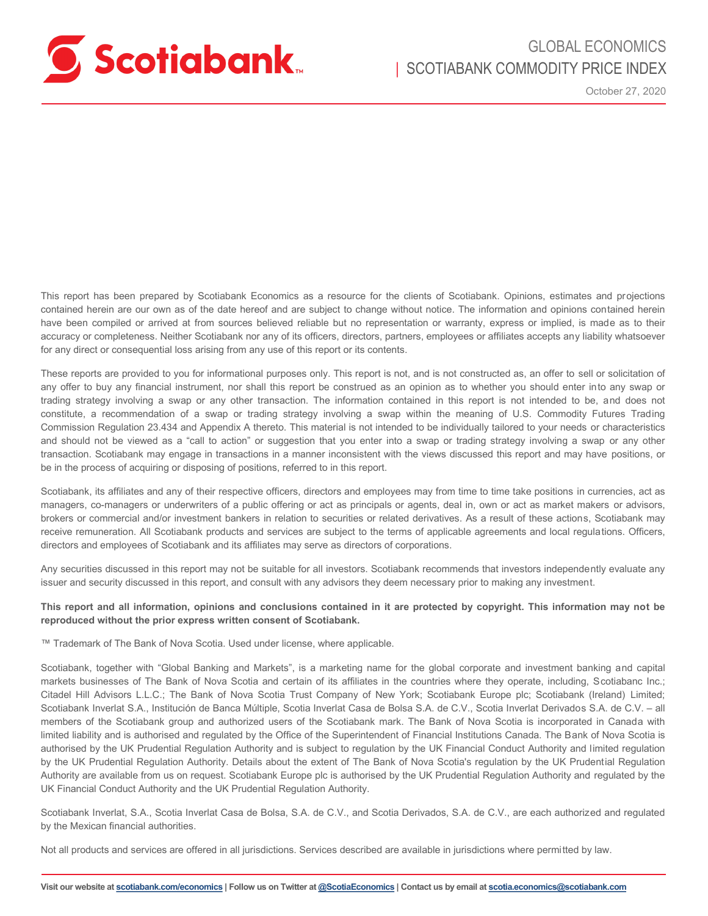This report has been prepared by Scotiabank Economics as a resource for the clients of Scotiabank. Opinions, estimates and projections contained herein are our own as of the date hereof and are subject to change without notice. The information and opinions contained herein have been compiled or arrived at from sources believed reliable but no representation or warranty, express or implied, is made as to their accuracy or completeness. Neither Scotiabank nor any of its officers, directors, partners, employees or affiliates accepts any liability whatsoever for any direct or consequential loss arising from any use of this report or its contents.

These reports are provided to you for informational purposes only. This report is not, and is not constructed as, an offer to sell or solicitation of any offer to buy any financial instrument, nor shall this report be construed as an opinion as to whether you should enter into any swap or trading strategy involving a swap or any other transaction. The information contained in this report is not intended to be, and does not constitute, a recommendation of a swap or trading strategy involving a swap within the meaning of U.S. Commodity Futures Trading Commission Regulation 23.434 and Appendix A thereto. This material is not intended to be individually tailored to your needs or characteristics and should not be viewed as a "call to action" or suggestion that you enter into a swap or trading strategy involving a swap or any other transaction. Scotiabank may engage in transactions in a manner inconsistent with the views discussed this report and may have positions, or be in the process of acquiring or disposing of positions, referred to in this report.

Scotiabank, its affiliates and any of their respective officers, directors and employees may from time to time take positions in currencies, act as managers, co-managers or underwriters of a public offering or act as principals or agents, deal in, own or act as market makers or advisors, brokers or commercial and/or investment bankers in relation to securities or related derivatives. As a result of these actions, Scotiabank may receive remuneration. All Scotiabank products and services are subject to the terms of applicable agreements and local regulations. Officers, directors and employees of Scotiabank and its affiliates may serve as directors of corporations.

Any securities discussed in this report may not be suitable for all investors. Scotiabank recommends that investors independently evaluate any issuer and security discussed in this report, and consult with any advisors they deem necessary prior to making any investment.

**This report and all information, opinions and conclusions contained in it are protected by copyright. This information may not be reproduced without the prior express written consent of Scotiabank.**

™ Trademark of The Bank of Nova Scotia. Used under license, where applicable.

Scotiabank, together with "Global Banking and Markets", is a marketing name for the global corporate and investment banking and capital markets businesses of The Bank of Nova Scotia and certain of its affiliates in the countries where they operate, including, Scotiabanc Inc.; Citadel Hill Advisors L.L.C.; The Bank of Nova Scotia Trust Company of New York; Scotiabank Europe plc; Scotiabank (Ireland) Limited; Scotiabank Inverlat S.A., Institución de Banca Múltiple, Scotia Inverlat Casa de Bolsa S.A. de C.V., Scotia Inverlat Derivados S.A. de C.V. – all members of the Scotiabank group and authorized users of the Scotiabank mark. The Bank of Nova Scotia is incorporated in Canada with limited liability and is authorised and regulated by the Office of the Superintendent of Financial Institutions Canada. The Bank of Nova Scotia is authorised by the UK Prudential Regulation Authority and is subject to regulation by the UK Financial Conduct Authority and limited regulation by the UK Prudential Regulation Authority. Details about the extent of The Bank of Nova Scotia's regulation by the UK Prudential Regulation Authority are available from us on request. Scotiabank Europe plc is authorised by the UK Prudential Regulation Authority and regulated by the UK Financial Conduct Authority and the UK Prudential Regulation Authority.

Scotiabank Inverlat, S.A., Scotia Inverlat Casa de Bolsa, S.A. de C.V., and Scotia Derivados, S.A. de C.V., are each authorized and regulated by the Mexican financial authorities.

Not all products and services are offered in all jurisdictions. Services described are available in jurisdictions where permitted by law.